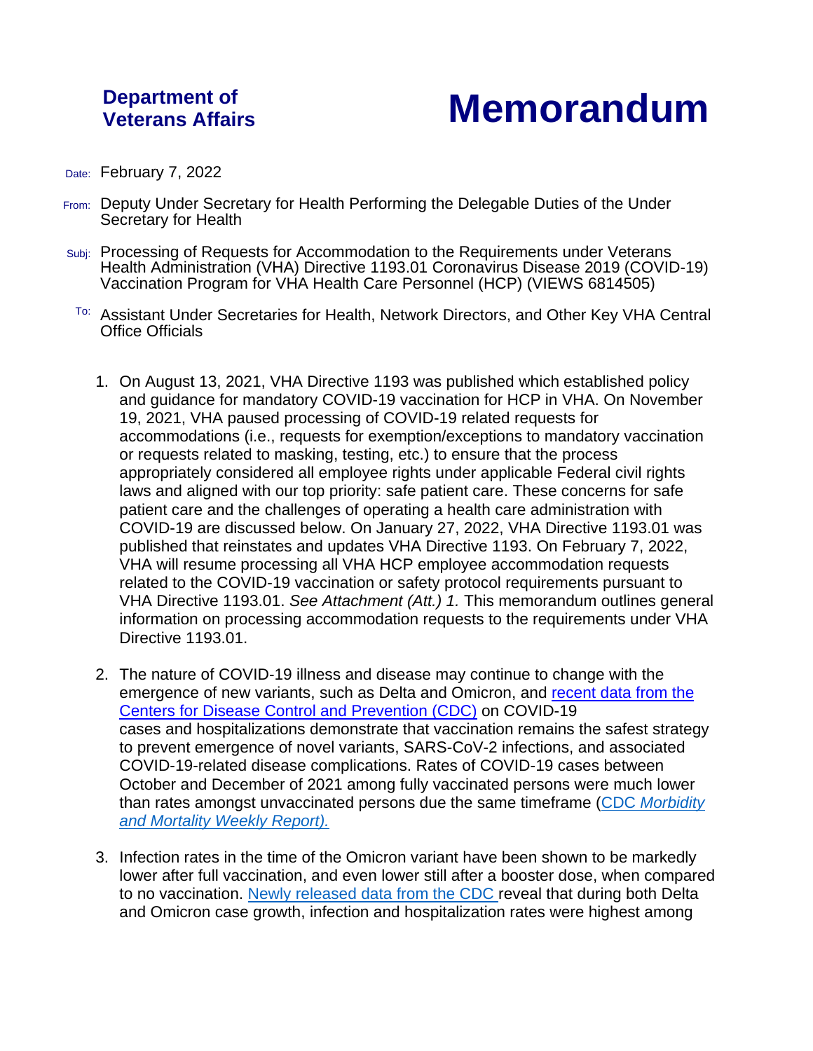**Department of Veterans Affairs**

# Memorandum

Date: February 7, 2022

From: Deputy Under Secretary for Health Performing the Delegable Duties of the Under Secretary for Health

Subj: Processing of Requests for Accommodation to the Requirements under Veterans Health Administration (VHA) Directive 1193.01 Coronavirus Disease 2019 (COVID-19) Vaccination Program for VHA Health Care Personnel (HCP) (VIEWS 6814505)

To: Assistant Under Secretaries for Health, Network Directors, and Other Key VHA Central Office Officials

1. On August 13, 2021, VHA Directive 1193 was published which established policy and guidance for mandatory COVID-19 vaccination for HCP in VHA. On November 19, 2021, VHA paused processing of COVID-19 related requests for accommodations (i.e., requests for exemption/exceptions to mandatory vaccination or requests related to masking, testing, etc.) to ensure that the process appropriately considered all employee rights under applicable Federal civil rights laws and aligned with our top priority: safe patient care. These concerns for safe patient care and the challenges of operating a health care administration with COVID-19 are discussed below. On January 27, 2022, VHA Directive 1193.01 was published that reinstates and updates VHA Directive 1193. On February 7, 2022, VHA will resume processing all VHA HCP employee accommodation requests related to the COVID-19 vaccination or safety protocol requirements pursuant to VHA Directive 1193.01. *See Attachment (Att.) 1.* This memorandum outlines general information on processing accommodation requests to the requirements under VHA Directive 1193.01.

2. The nature of COVID-19 illness and disease may continue to change with the emergence of new variants, such as Delta and Omicron, and recent data from the Centers for Disease Control and Prevention (CDC) on COVID-19 cases and hospitalizations demonstrate that vaccination remains the safest strategy to prevent emergence of novel variants, SARS-CoV-2 infections, and associated COVID-19-related disease complications. Rates of COVID-19 cases between October and December of 2021 among fully vaccinated persons were much lower than rates amongst unvaccinated persons due the same timeframe (CDC *Morbidity and Mortality Weekly Report).*

3. Infection rates in the time of the Omicron variant have been shown to be markedly lower after full vaccination, and even lower still after a booster dose, when compared to no vaccination. Newly released data from the CDC reveal that during both Delta and Omicron case growth, infection and hospitalization rates were highest among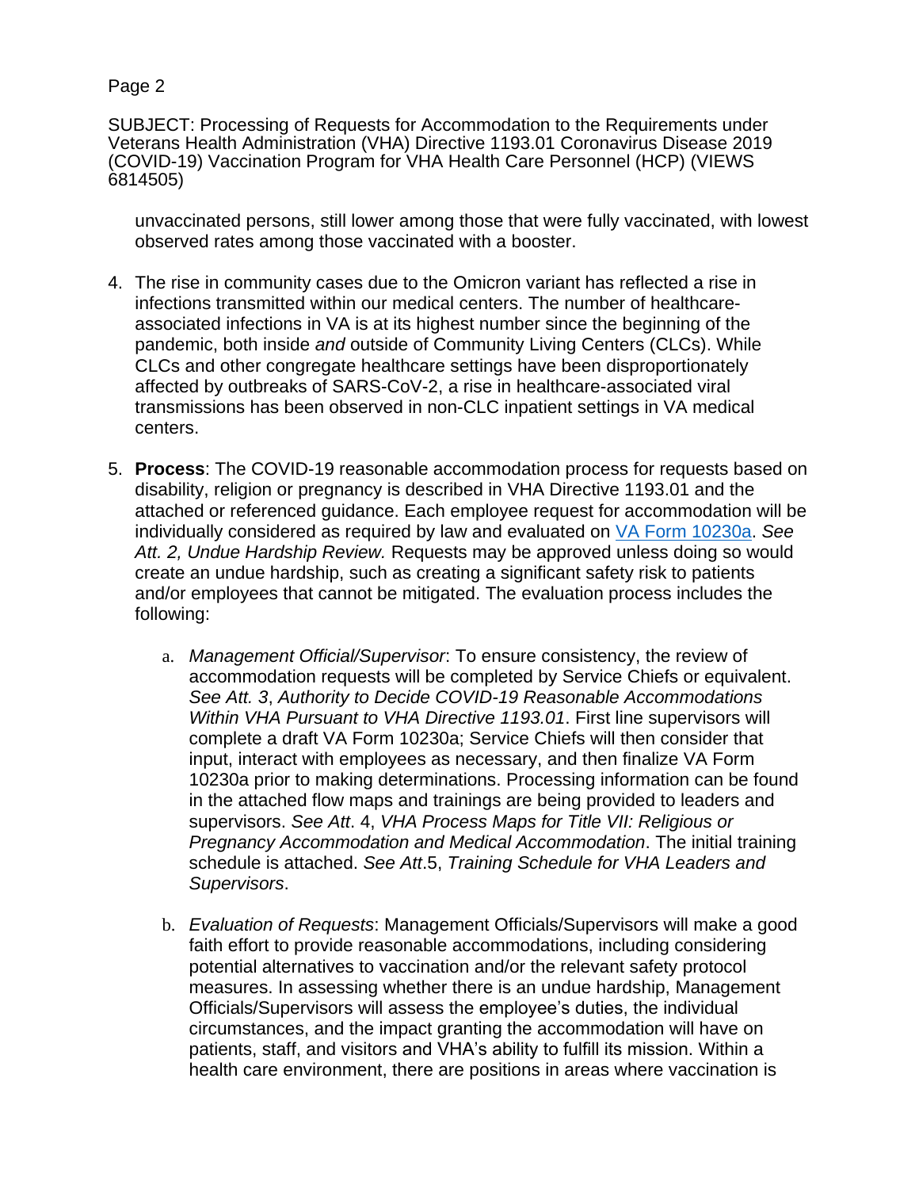unvaccinated persons, still lower among those that were fully vaccinated, with lowest observed rates among those vaccinated with a booster.

4. The rise in community cases due to the Omicron variant has reflected a rise in infections transmitted within our medical centers. The number of healthcare-associated infections in VA is at its highest number since the beginning of the pandemic, both inside *and* outside of Community Living Centers (CLCs). While CLCs and other congregate healthcare settings have been disproportionately affected by outbreaks of SARS-CoV-2, a rise in healthcare-associated viral transmissions has been observed in non-CLC inpatient settings in VA medical centers.

5. **Process**: The COVID-19 reasonable accommodation process for requests based on disability, religion or pregnancy is described in VHA Directive 1193.01 and the attached or referenced guidance. Each employee request for accommodation will be individually considered as required by law and evaluated on VA Form 10230a. *See Att. 2, Undue Hardship Review.* Requests may be approved unless doing so would create an undue hardship, such as creating a significant safety risk to patients and/or employees that cannot be mitigated. The evaluation process includes the following:

    a. *Management Official/Supervisor*: To ensure consistency, the review of accommodation requests will be completed by Service Chiefs or equivalent. *See Att. 3*, *Authority to Decide COVID-19 Reasonable Accommodations Within VHA Pursuant to VHA Directive 1193.01*. First line supervisors will complete a draft VA Form 10230a; Service Chiefs will then consider that input, interact with employees as necessary, and then finalize VA Form 10230a prior to making determinations. Processing information can be found in the attached flow maps and trainings are being provided to leaders and supervisors. *See Att*. 4, *VHA Process Maps for Title VII: Religious or Pregnancy Accommodation and Medical Accommodation*. The initial training schedule is attached. *See Att*.5, *Training Schedule for VHA Leaders and Supervisors*.

    b. *Evaluation of Requests*: Management Officials/Supervisors will make a good faith effort to provide reasonable accommodations, including considering potential alternatives to vaccination and/or the relevant safety protocol measures. In assessing whether there is an undue hardship, Management Officials/Supervisors will assess the employee's duties, the individual circumstances, and the impact granting the accommodation will have on patients, staff, and visitors and VHA's ability to fulfill its mission. Within a health care environment, there are positions in areas where vaccination is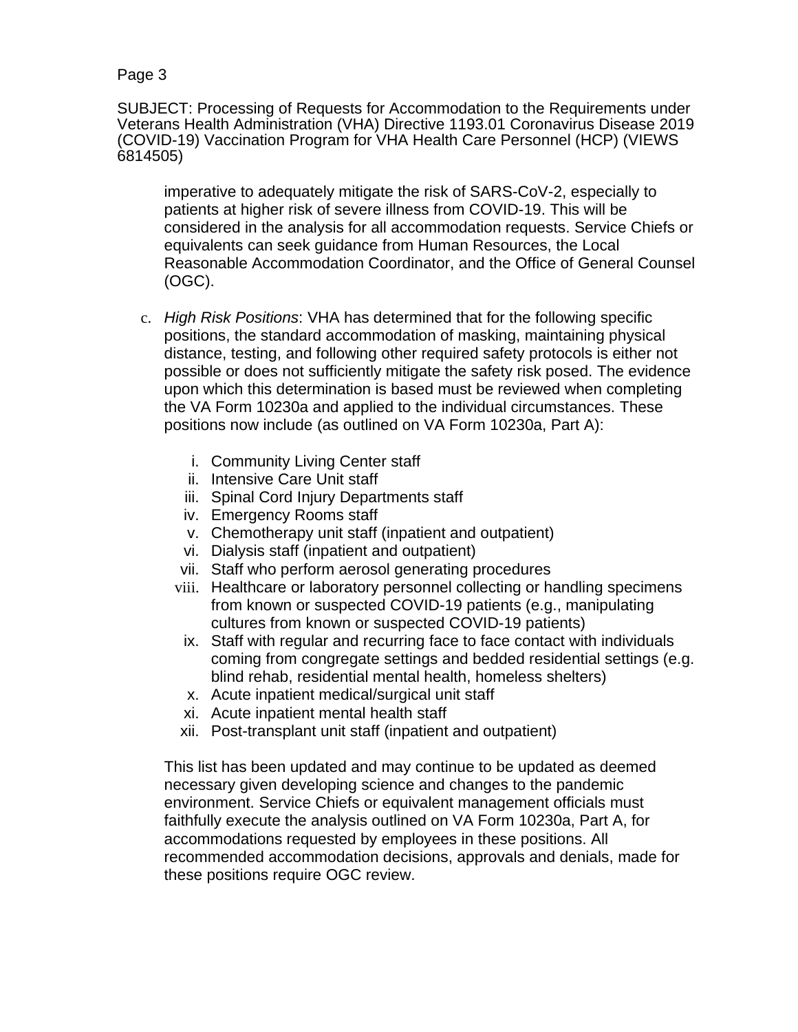imperative to adequately mitigate the risk of SARS-CoV-2, especially to patients at higher risk of severe illness from COVID-19. This will be considered in the analysis for all accommodation requests. Service Chiefs or equivalents can seek guidance from Human Resources, the Local Reasonable Accommodation Coordinator, and the Office of General Counsel (OGC).

c. *High Risk Positions*: VHA has determined that for the following specific positions, the standard accommodation of masking, maintaining physical distance, testing, and following other required safety protocols is either not possible or does not sufficiently mitigate the safety risk posed. The evidence upon which this determination is based must be reviewed when completing the VA Form 10230a and applied to the individual circumstances. These positions now include (as outlined on VA Form 10230a, Part A):

   i. Community Living Center staff
   ii. Intensive Care Unit staff
   iii. Spinal Cord Injury Departments staff
   iv. Emergency Rooms staff
   v. Chemotherapy unit staff (inpatient and outpatient)
   vi. Dialysis staff (inpatient and outpatient)
   vii. Staff who perform aerosol generating procedures
   viii. Healthcare or laboratory personnel collecting or handling specimens from known or suspected COVID-19 patients (e.g., manipulating cultures from known or suspected COVID-19 patients)
   ix. Staff with regular and recurring face to face contact with individuals coming from congregate settings and bedded residential settings (e.g. blind rehab, residential mental health, homeless shelters)
   x. Acute inpatient medical/surgical unit staff
   xi. Acute inpatient mental health staff
   xii. Post-transplant unit staff (inpatient and outpatient)

   This list has been updated and may continue to be updated as deemed necessary given developing science and changes to the pandemic environment. Service Chiefs or equivalent management officials must faithfully execute the analysis outlined on VA Form 10230a, Part A, for accommodations requested by employees in these positions. All recommended accommodation decisions, approvals and denials, made for these positions require OGC review.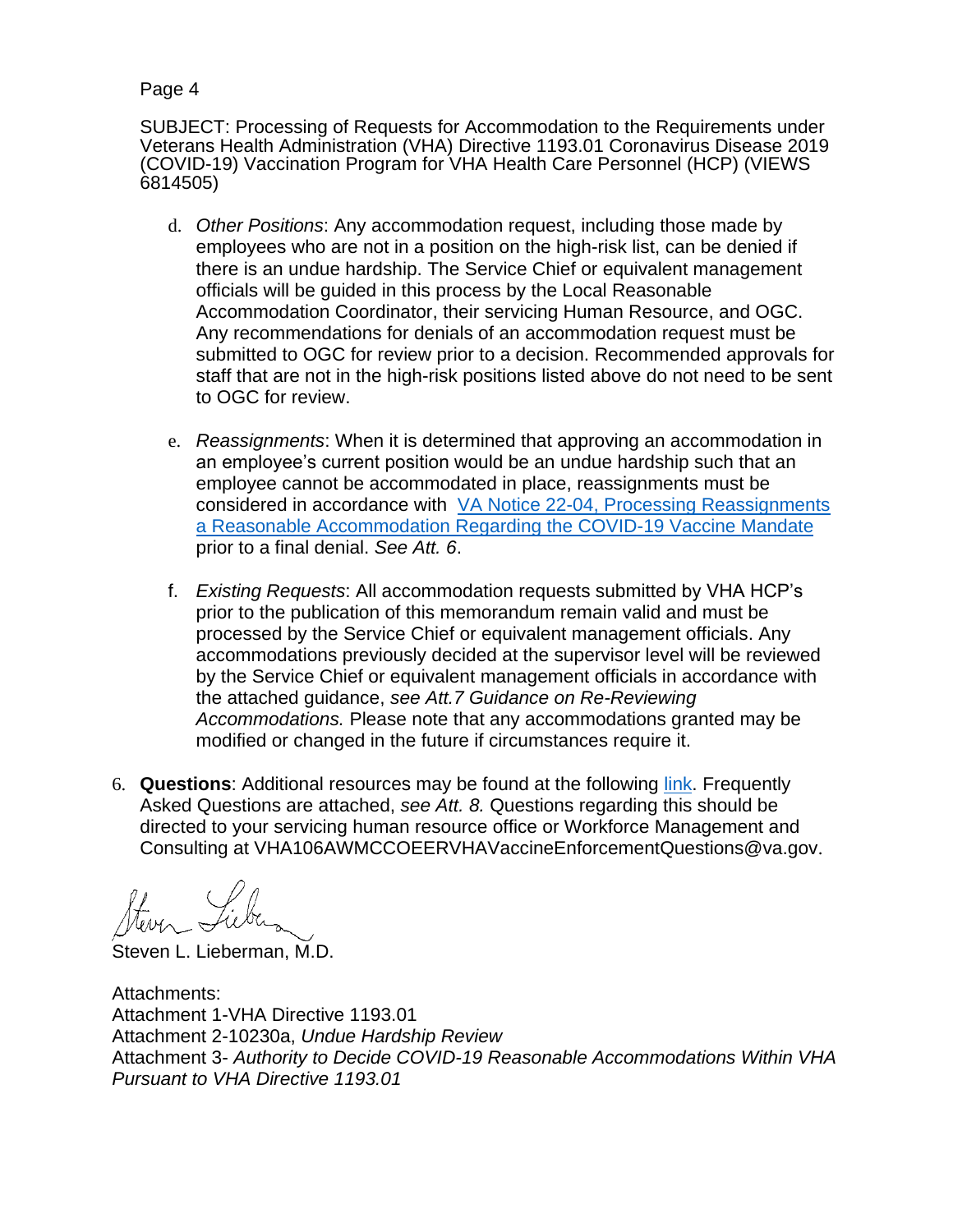SUBJECT: Processing of Requests for Accommodation to the Requirements under Veterans Health Administration (VHA) Directive 1193.01 Coronavirus Disease 2019 (COVID-19) Vaccination Program for VHA Health Care Personnel (HCP) (VIEWS 6814505)

d. *Other Positions*: Any accommodation request, including those made by employees who are not in a position on the high-risk list, can be denied if there is an undue hardship. The Service Chief or equivalent management officials will be guided in this process by the Local Reasonable Accommodation Coordinator, their servicing Human Resource, and OGC. Any recommendations for denials of an accommodation request must be submitted to OGC for review prior to a decision. Recommended approvals for staff that are not in the high-risk positions listed above do not need to be sent to OGC for review.

e. *Reassignments*: When it is determined that approving an accommodation in an employee's current position would be an undue hardship such that an employee cannot be accommodated in place, reassignments must be considered in accordance with [VA Notice 22-04, Processing Reassignments a Reasonable Accommodation Regarding the COVID-19 Vaccine Mandate]() prior to a final denial. *See Att. 6*.

f. *Existing Requests*: All accommodation requests submitted by VHA HCP's prior to the publication of this memorandum remain valid and must be processed by the Service Chief or equivalent management officials. Any accommodations previously decided at the supervisor level will be reviewed by the Service Chief or equivalent management officials in accordance with the attached guidance, *see Att.7 Guidance on Re-Reviewing Accommodations.* Please note that any accommodations granted may be modified or changed in the future if circumstances require it.

6. **Questions**: Additional resources may be found at the following [link](). Frequently Asked Questions are attached, *see Att. 8.* Questions regarding this should be directed to your servicing human resource office or Workforce Management and Consulting at VHA106AWMCCOEERVHAVaccineEnforcementQuestions@va.gov.

Steven L. Lieberman, M.D.

Attachments:
Attachment 1-VHA Directive 1193.01
Attachment 2-10230a, *Undue Hardship Review*
Attachment 3- *Authority to Decide COVID-19 Reasonable Accommodations Within VHA Pursuant to VHA Directive 1193.01*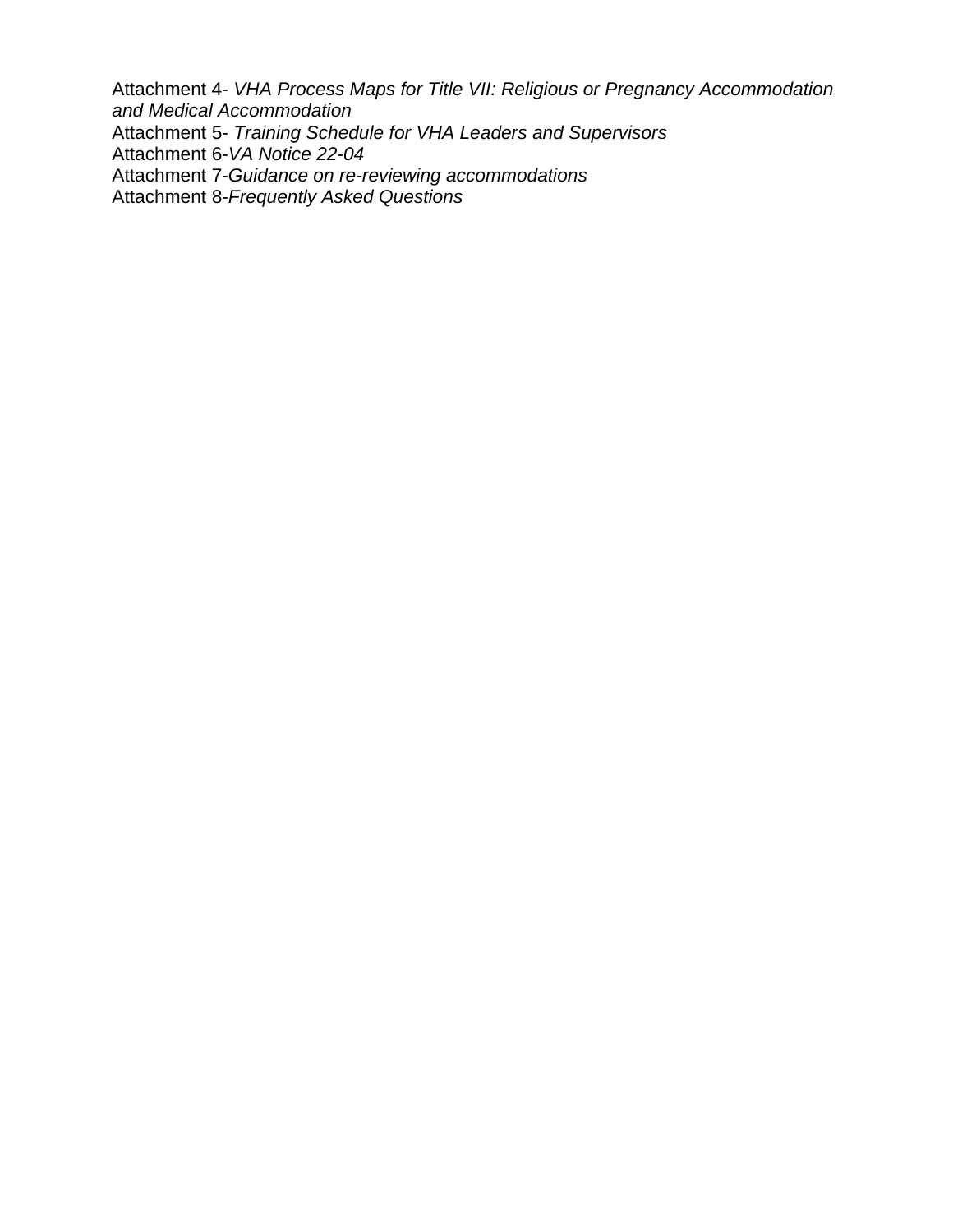Attachment 4- *VHA Process Maps for Title VII: Religious or Pregnancy Accommodation and Medical Accommodation*
Attachment 5- *Training Schedule for VHA Leaders and Supervisors*
Attachment 6-*VA Notice 22-04*
Attachment 7-*Guidance on re-reviewing accommodations*
Attachment 8-*Frequently Asked Questions*